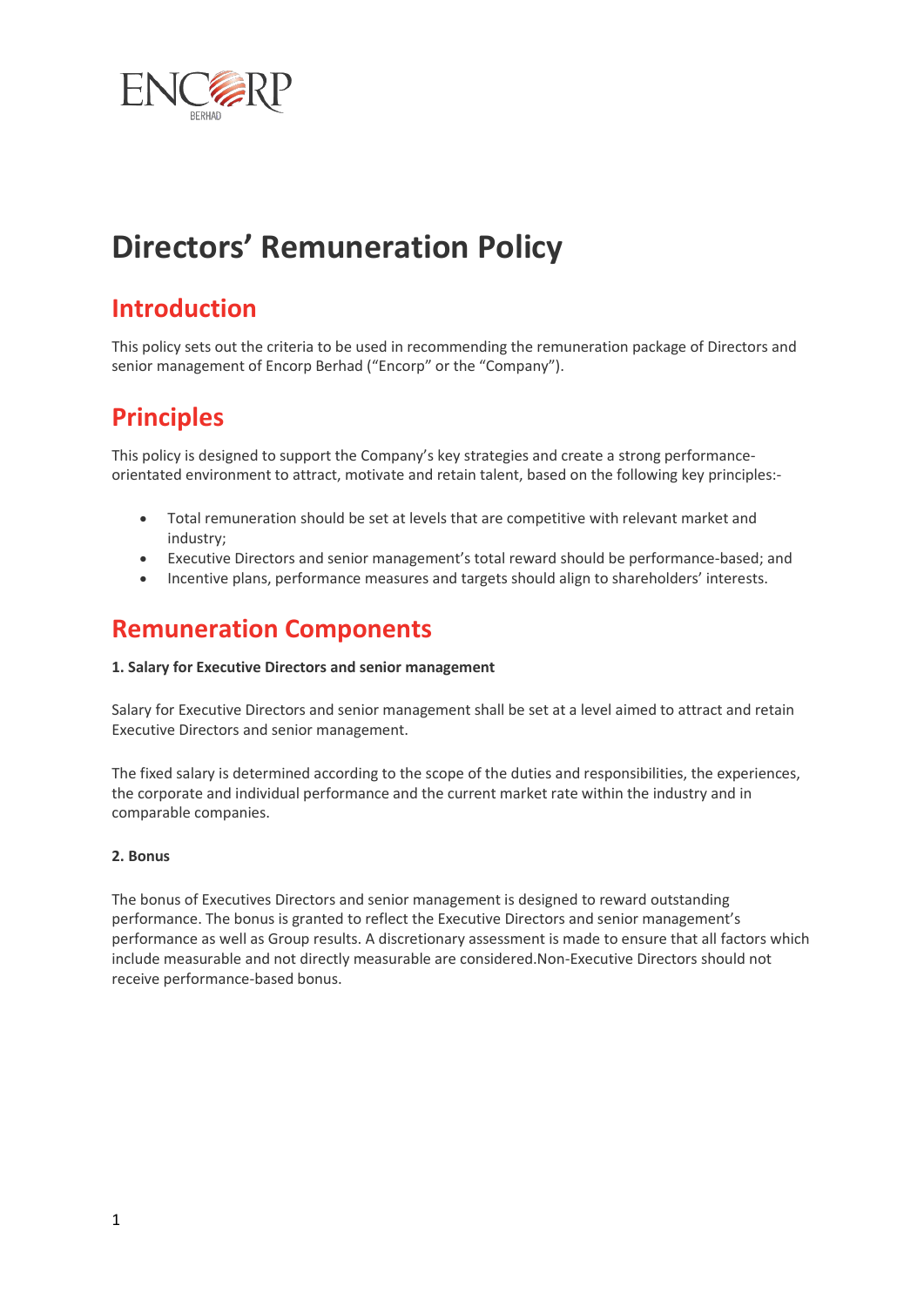# Directors' Remuneration Policy

## Introduction

This policy sets out the criteria to be used in recommending the remuneration package of Directors and senior management of Encorp Berhad ("Encorp" or the "Company").

## Principles

This policy is designed to support the Company's key strategies and create a strong performance-orientated environment to attract, motivate and retain talent, based on the following key principles:-

- Total remuneration should be set at levels that are competitive with relevant market and industry;
- Executive Directors and senior management's total reward should be performance-based; and
- Incentive plans, performance measures and targets should align to shareholders' interests.

## Remuneration Components

**1. Salary for Executive Directors and senior management**

Salary for Executive Directors and senior management shall be set at a level aimed to attract and retain Executive Directors and senior management.

The fixed salary is determined according to the scope of the duties and responsibilities, the experiences, the corporate and individual performance and the current market rate within the industry and in comparable companies.

**2. Bonus**

The bonus of Executives Directors and senior management is designed to reward outstanding performance. The bonus is granted to reflect the Executive Directors and senior management's performance as well as Group results. A discretionary assessment is made to ensure that all factors which include measurable and not directly measurable are considered.Non-Executive Directors should not receive performance-based bonus.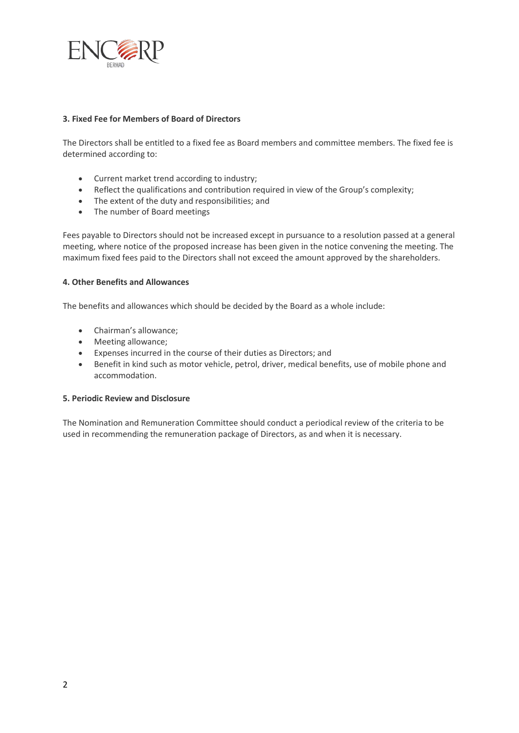### 3. Fixed Fee for Members of Board of Directors

The Directors shall be entitled to a fixed fee as Board members and committee members. The fixed fee is determined according to:

- Current market trend according to industry;
- Reflect the qualifications and contribution required in view of the Group's complexity;
- The extent of the duty and responsibilities; and
- The number of Board meetings

Fees payable to Directors should not be increased except in pursuance to a resolution passed at a general meeting, where notice of the proposed increase has been given in the notice convening the meeting. The maximum fixed fees paid to the Directors shall not exceed the amount approved by the shareholders.

### 4. Other Benefits and Allowances

The benefits and allowances which should be decided by the Board as a whole include:

- Chairman's allowance;
- Meeting allowance;
- Expenses incurred in the course of their duties as Directors; and
- Benefit in kind such as motor vehicle, petrol, driver, medical benefits, use of mobile phone and accommodation.

### 5. Periodic Review and Disclosure

The Nomination and Remuneration Committee should conduct a periodical review of the criteria to be used in recommending the remuneration package of Directors, as and when it is necessary.